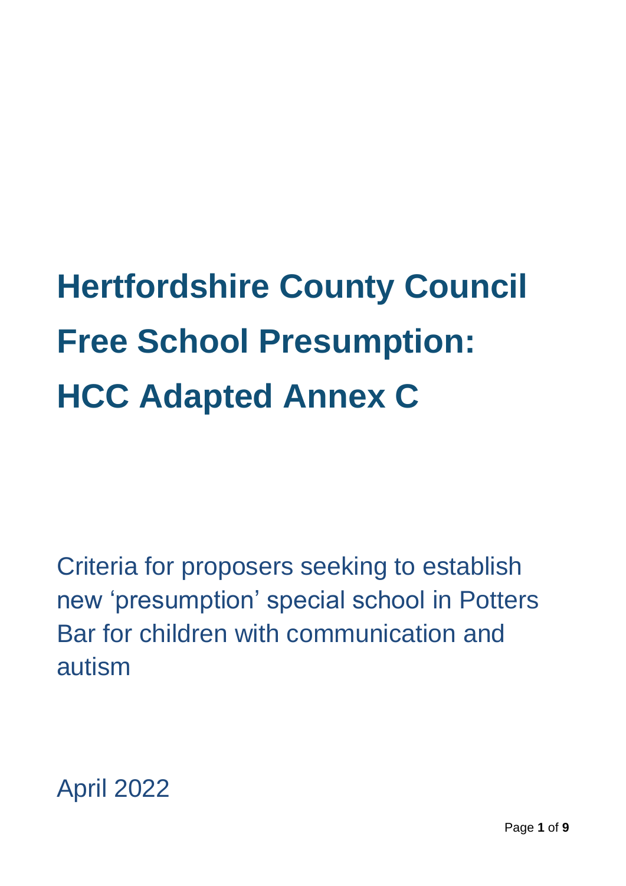# Hertfordshire County Council Free School Presumption: HCC Adapted Annex C

Criteria for proposers seeking to establish new 'presumption' special school in Potters Bar for children with communication and autism

April 2022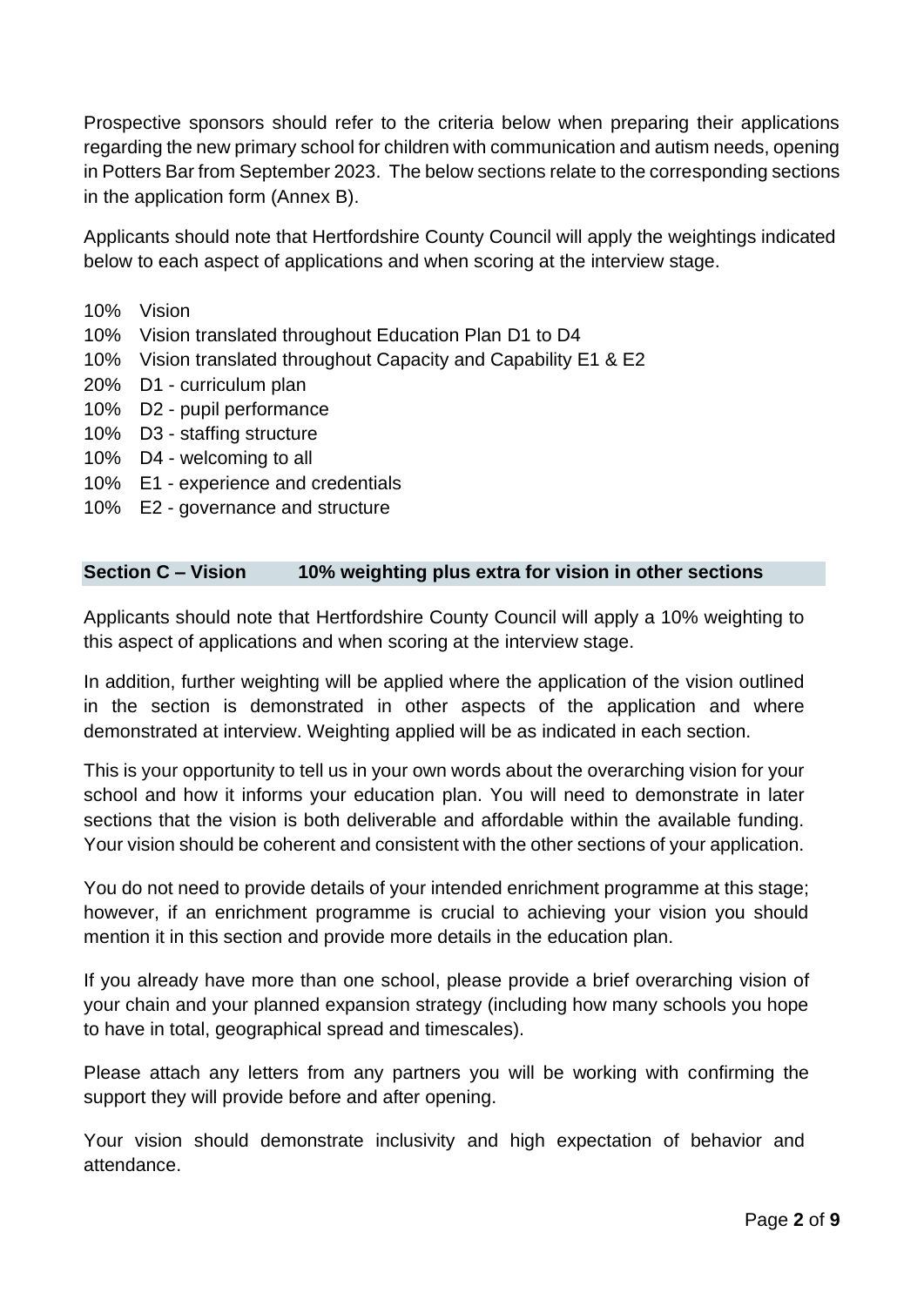Prospective sponsors should refer to the criteria below when preparing their applications regarding the new primary school for children with communication and autism needs, opening in Potters Bar from September 2023. The below sections relate to the corresponding sections in the application form (Annex B).

Applicants should note that Hertfordshire County Council will apply the weightings indicated below to each aspect of applications and when scoring at the interview stage.

- 10% Vision
- 10% Vision translated throughout Education Plan D1 to D4
- 10% Vision translated throughout Capacity and Capability E1 & E2
- 20% D1 - curriculum plan
- 10% D2 - pupil performance
- 10% D3 - staffing structure
- 10% D4 - welcoming to all
- 10% E1 - experience and credentials
- 10% E2 - governance and structure

## Section C – Vision 10% weighting plus extra for vision in other sections

Applicants should note that Hertfordshire County Council will apply a 10% weighting to this aspect of applications and when scoring at the interview stage.

In addition, further weighting will be applied where the application of the vision outlined in the section is demonstrated in other aspects of the application and where demonstrated at interview. Weighting applied will be as indicated in each section.

This is your opportunity to tell us in your own words about the overarching vision for your school and how it informs your education plan. You will need to demonstrate in later sections that the vision is both deliverable and affordable within the available funding. Your vision should be coherent and consistent with the other sections of your application.

You do not need to provide details of your intended enrichment programme at this stage; however, if an enrichment programme is crucial to achieving your vision you should mention it in this section and provide more details in the education plan.

If you already have more than one school, please provide a brief overarching vision of your chain and your planned expansion strategy (including how many schools you hope to have in total, geographical spread and timescales).

Please attach any letters from any partners you will be working with confirming the support they will provide before and after opening.

Your vision should demonstrate inclusivity and high expectation of behavior and attendance.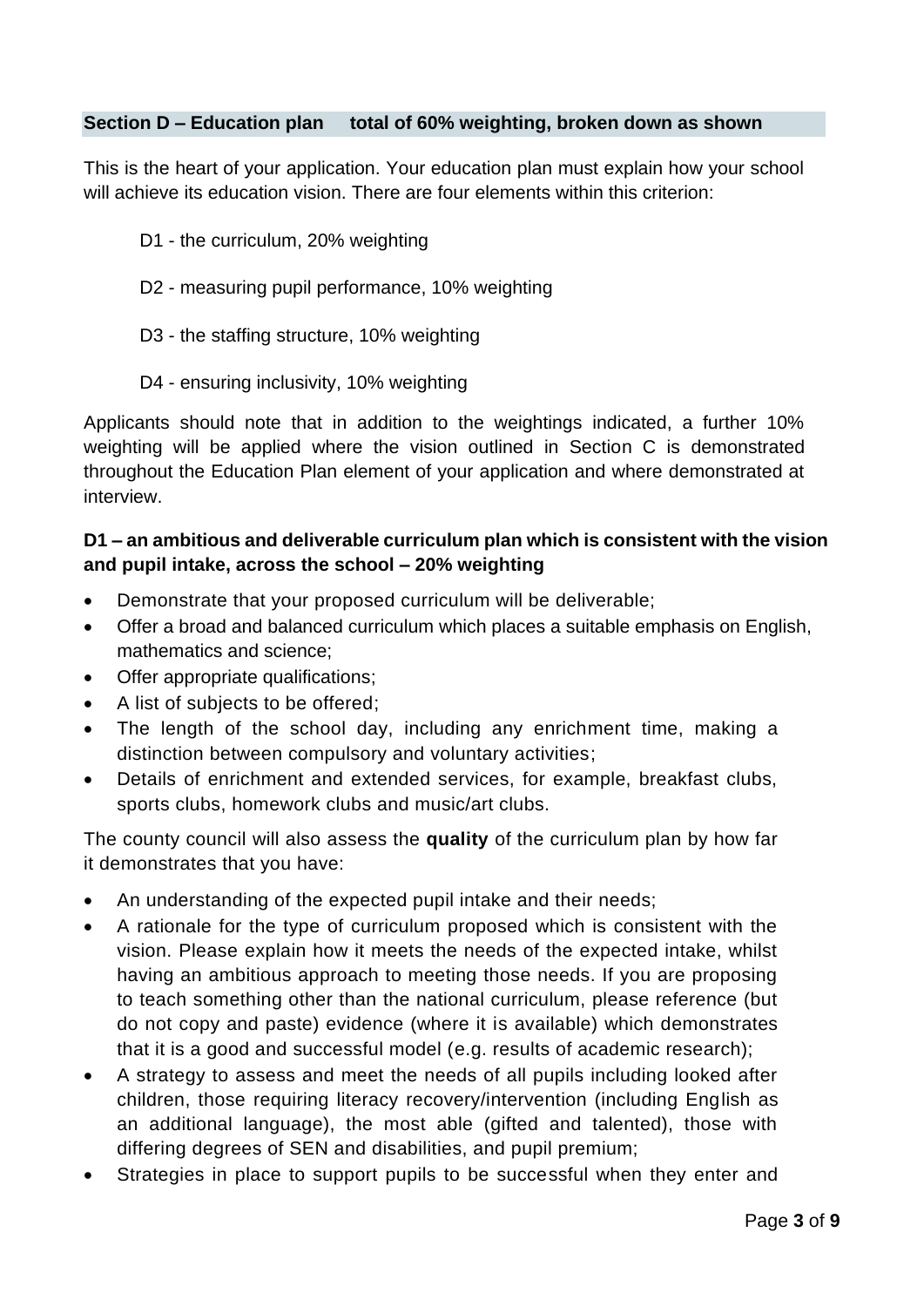### Section D – Education plan total of 60% weighting, broken down as shown

This is the heart of your application. Your education plan must explain how your school will achieve its education vision. There are four elements within this criterion:

D1 - the curriculum, 20% weighting

D2 - measuring pupil performance, 10% weighting

D3 - the staffing structure, 10% weighting

D4 - ensuring inclusivity, 10% weighting

Applicants should note that in addition to the weightings indicated, a further 10% weighting will be applied where the vision outlined in Section C is demonstrated throughout the Education Plan element of your application and where demonstrated at interview.

#### D1 – an ambitious and deliverable curriculum plan which is consistent with the vision and pupil intake, across the school – 20% weighting

- Demonstrate that your proposed curriculum will be deliverable;
- Offer a broad and balanced curriculum which places a suitable emphasis on English, mathematics and science;
- Offer appropriate qualifications;
- A list of subjects to be offered;
- The length of the school day, including any enrichment time, making a distinction between compulsory and voluntary activities;
- Details of enrichment and extended services, for example, breakfast clubs, sports clubs, homework clubs and music/art clubs.

The county council will also assess the **quality** of the curriculum plan by how far it demonstrates that you have:

- An understanding of the expected pupil intake and their needs;
- A rationale for the type of curriculum proposed which is consistent with the vision. Please explain how it meets the needs of the expected intake, whilst having an ambitious approach to meeting those needs. If you are proposing to teach something other than the national curriculum, please reference (but do not copy and paste) evidence (where it is available) which demonstrates that it is a good and successful model (e.g. results of academic research);
- A strategy to assess and meet the needs of all pupils including looked after children, those requiring literacy recovery/intervention (including English as an additional language), the most able (gifted and talented), those with differing degrees of SEN and disabilities, and pupil premium;
- Strategies in place to support pupils to be successful when they enter and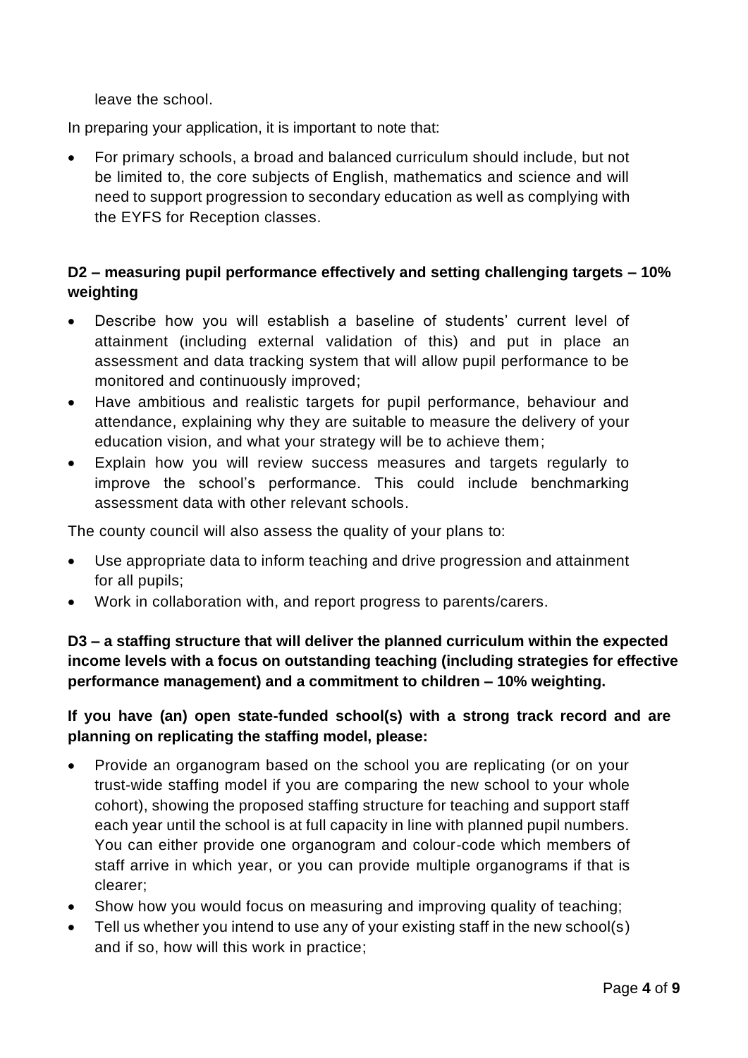leave the school.

In preparing your application, it is important to note that:

- For primary schools, a broad and balanced curriculum should include, but not be limited to, the core subjects of English, mathematics and science and will need to support progression to secondary education as well as complying with the EYFS for Reception classes.

### D2 – measuring pupil performance effectively and setting challenging targets – 10% weighting

- Describe how you will establish a baseline of students' current level of attainment (including external validation of this) and put in place an assessment and data tracking system that will allow pupil performance to be monitored and continuously improved;
- Have ambitious and realistic targets for pupil performance, behaviour and attendance, explaining why they are suitable to measure the delivery of your education vision, and what your strategy will be to achieve them;
- Explain how you will review success measures and targets regularly to improve the school's performance. This could include benchmarking assessment data with other relevant schools.

The county council will also assess the quality of your plans to:

- Use appropriate data to inform teaching and drive progression and attainment for all pupils;
- Work in collaboration with, and report progress to parents/carers.

### D3 – a staffing structure that will deliver the planned curriculum within the expected income levels with a focus on outstanding teaching (including strategies for effective performance management) and a commitment to children – 10% weighting.

**If you have (an) open state-funded school(s) with a strong track record and are planning on replicating the staffing model, please:**

- Provide an organogram based on the school you are replicating (or on your trust-wide staffing model if you are comparing the new school to your whole cohort), showing the proposed staffing structure for teaching and support staff each year until the school is at full capacity in line with planned pupil numbers. You can either provide one organogram and colour-code which members of staff arrive in which year, or you can provide multiple organograms if that is clearer;
- Show how you would focus on measuring and improving quality of teaching;
- Tell us whether you intend to use any of your existing staff in the new school(s) and if so, how will this work in practice;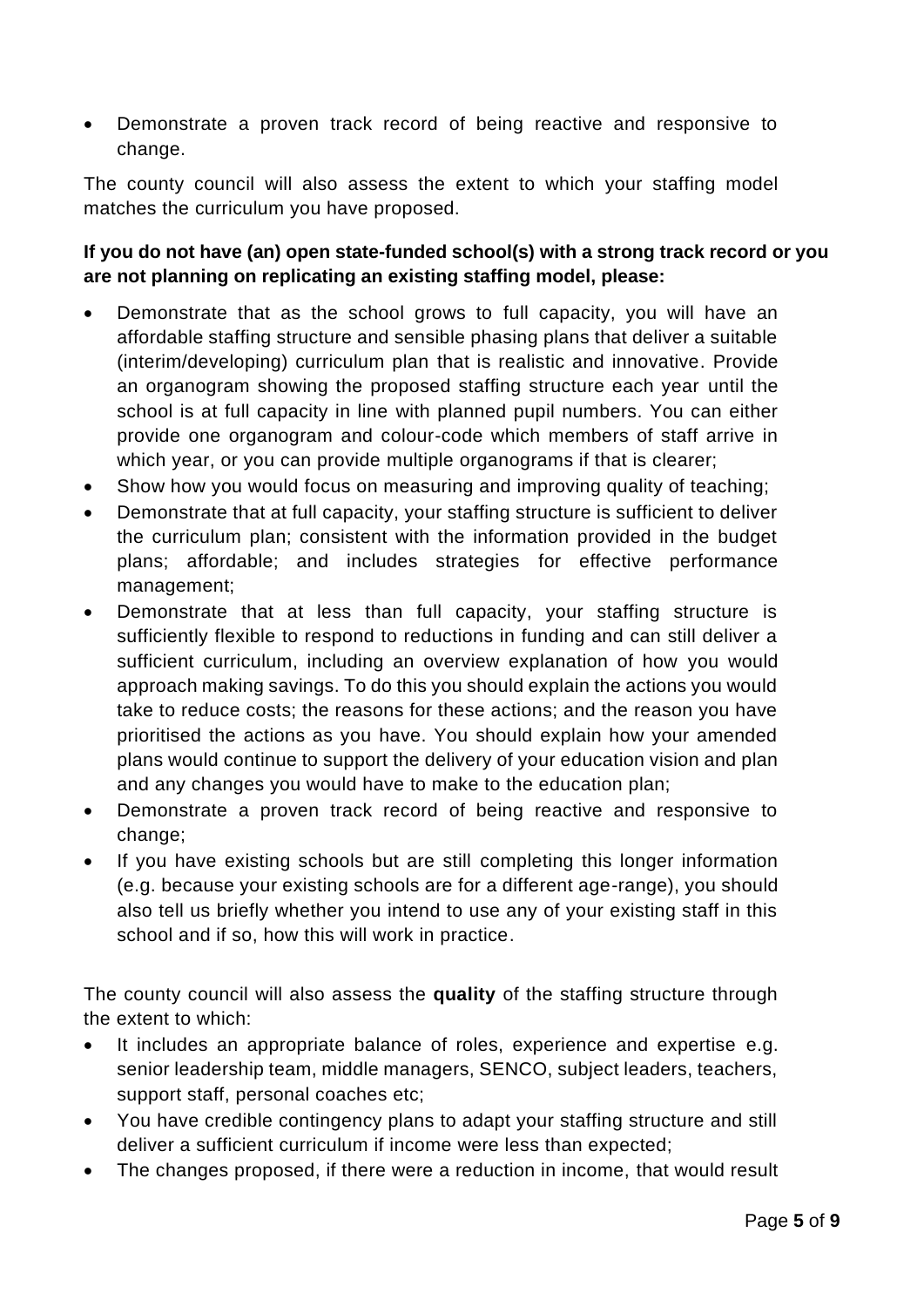- Demonstrate a proven track record of being reactive and responsive to change.

The county council will also assess the extent to which your staffing model matches the curriculum you have proposed.

**If you do not have (an) open state-funded school(s) with a strong track record or you are not planning on replicating an existing staffing model, please:**

- Demonstrate that as the school grows to full capacity, you will have an affordable staffing structure and sensible phasing plans that deliver a suitable (interim/developing) curriculum plan that is realistic and innovative. Provide an organogram showing the proposed staffing structure each year until the school is at full capacity in line with planned pupil numbers. You can either provide one organogram and colour-code which members of staff arrive in which year, or you can provide multiple organograms if that is clearer;
- Show how you would focus on measuring and improving quality of teaching;
- Demonstrate that at full capacity, your staffing structure is sufficient to deliver the curriculum plan; consistent with the information provided in the budget plans; affordable; and includes strategies for effective performance management;
- Demonstrate that at less than full capacity, your staffing structure is sufficiently flexible to respond to reductions in funding and can still deliver a sufficient curriculum, including an overview explanation of how you would approach making savings. To do this you should explain the actions you would take to reduce costs; the reasons for these actions; and the reason you have prioritised the actions as you have. You should explain how your amended plans would continue to support the delivery of your education vision and plan and any changes you would have to make to the education plan;
- Demonstrate a proven track record of being reactive and responsive to change;
- If you have existing schools but are still completing this longer information (e.g. because your existing schools are for a different age-range), you should also tell us briefly whether you intend to use any of your existing staff in this school and if so, how this will work in practice.

The county council will also assess the **quality** of the staffing structure through the extent to which:

- It includes an appropriate balance of roles, experience and expertise e.g. senior leadership team, middle managers, SENCO, subject leaders, teachers, support staff, personal coaches etc;
- You have credible contingency plans to adapt your staffing structure and still deliver a sufficient curriculum if income were less than expected;
- The changes proposed, if there were a reduction in income, that would result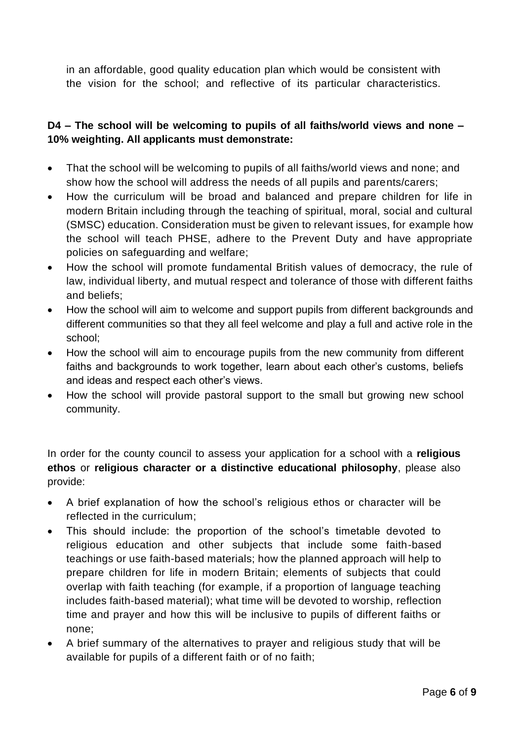in an affordable, good quality education plan which would be consistent with the vision for the school; and reflective of its particular characteristics.

**D4 – The school will be welcoming to pupils of all faiths/world views and none – 10% weighting. All applicants must demonstrate:**

- That the school will be welcoming to pupils of all faiths/world views and none; and show how the school will address the needs of all pupils and parents/carers;
- How the curriculum will be broad and balanced and prepare children for life in modern Britain including through the teaching of spiritual, moral, social and cultural (SMSC) education. Consideration must be given to relevant issues, for example how the school will teach PHSE, adhere to the Prevent Duty and have appropriate policies on safeguarding and welfare;
- How the school will promote fundamental British values of democracy, the rule of law, individual liberty, and mutual respect and tolerance of those with different faiths and beliefs;
- How the school will aim to welcome and support pupils from different backgrounds and different communities so that they all feel welcome and play a full and active role in the school;
- How the school will aim to encourage pupils from the new community from different faiths and backgrounds to work together, learn about each other's customs, beliefs and ideas and respect each other's views.
- How the school will provide pastoral support to the small but growing new school community.

In order for the county council to assess your application for a school with a **religious ethos** or **religious character or a distinctive educational philosophy**, please also provide:

- A brief explanation of how the school's religious ethos or character will be reflected in the curriculum;
- This should include: the proportion of the school's timetable devoted to religious education and other subjects that include some faith-based teachings or use faith-based materials; how the planned approach will help to prepare children for life in modern Britain; elements of subjects that could overlap with faith teaching (for example, if a proportion of language teaching includes faith-based material); what time will be devoted to worship, reflection time and prayer and how this will be inclusive to pupils of different faiths or none;
- A brief summary of the alternatives to prayer and religious study that will be available for pupils of a different faith or of no faith;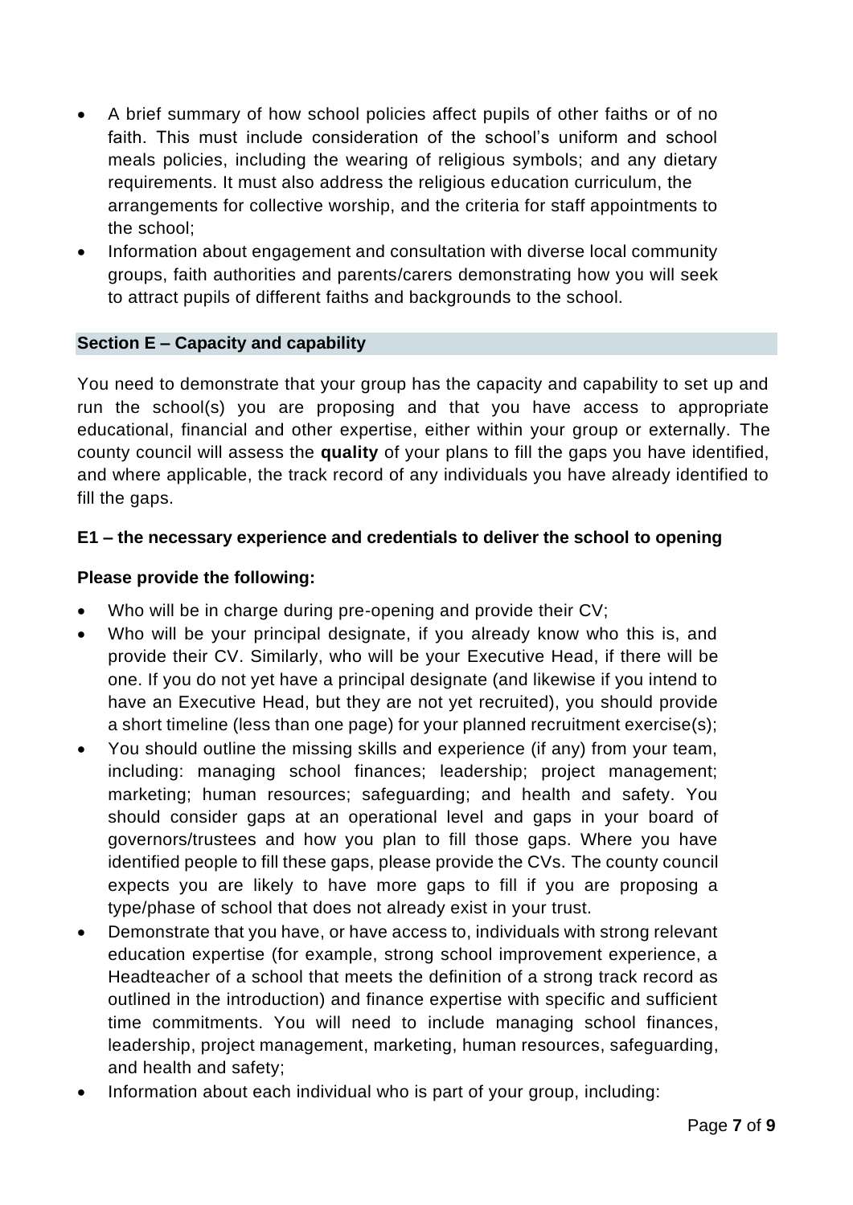- A brief summary of how school policies affect pupils of other faiths or of no faith. This must include consideration of the school's uniform and school meals policies, including the wearing of religious symbols; and any dietary requirements. It must also address the religious education curriculum, the arrangements for collective worship, and the criteria for staff appointments to the school;
- Information about engagement and consultation with diverse local community groups, faith authorities and parents/carers demonstrating how you will seek to attract pupils of different faiths and backgrounds to the school.

## Section E – Capacity and capability

You need to demonstrate that your group has the capacity and capability to set up and run the school(s) you are proposing and that you have access to appropriate educational, financial and other expertise, either within your group or externally. The county council will assess the **quality** of your plans to fill the gaps you have identified, and where applicable, the track record of any individuals you have already identified to fill the gaps.

### E1 – the necessary experience and credentials to deliver the school to opening

**Please provide the following:**

- Who will be in charge during pre-opening and provide their CV;
- Who will be your principal designate, if you already know who this is, and provide their CV. Similarly, who will be your Executive Head, if there will be one. If you do not yet have a principal designate (and likewise if you intend to have an Executive Head, but they are not yet recruited), you should provide a short timeline (less than one page) for your planned recruitment exercise(s);
- You should outline the missing skills and experience (if any) from your team, including: managing school finances; leadership; project management; marketing; human resources; safeguarding; and health and safety. You should consider gaps at an operational level and gaps in your board of governors/trustees and how you plan to fill those gaps. Where you have identified people to fill these gaps, please provide the CVs. The county council expects you are likely to have more gaps to fill if you are proposing a type/phase of school that does not already exist in your trust.
- Demonstrate that you have, or have access to, individuals with strong relevant education expertise (for example, strong school improvement experience, a Headteacher of a school that meets the definition of a strong track record as outlined in the introduction) and finance expertise with specific and sufficient time commitments. You will need to include managing school finances, leadership, project management, marketing, human resources, safeguarding, and health and safety;
- Information about each individual who is part of your group, including: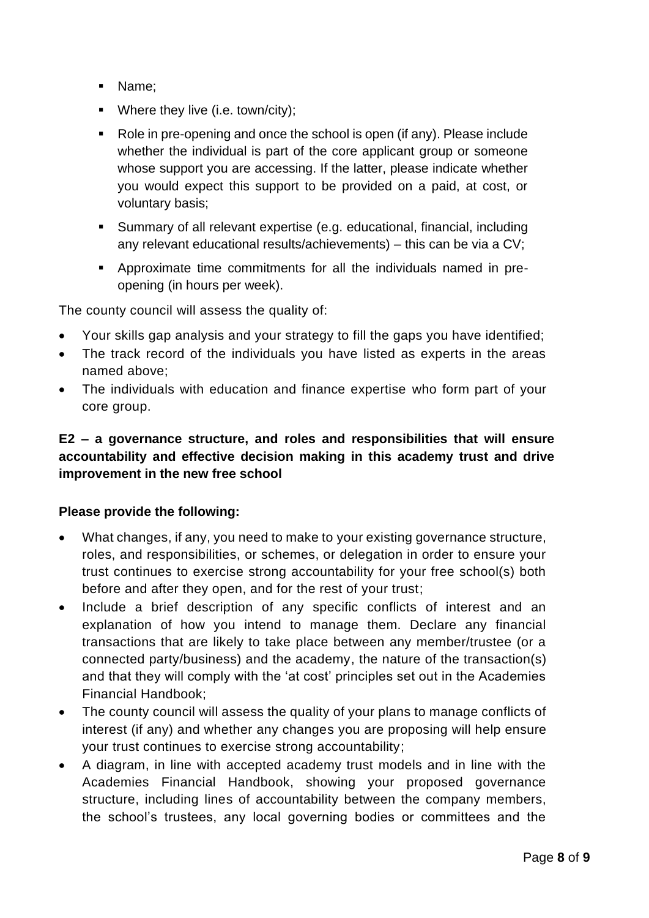- Name;
- Where they live (i.e. town/city);
- Role in pre-opening and once the school is open (if any). Please include whether the individual is part of the core applicant group or someone whose support you are accessing. If the latter, please indicate whether you would expect this support to be provided on a paid, at cost, or voluntary basis;
- Summary of all relevant expertise (e.g. educational, financial, including any relevant educational results/achievements) – this can be via a CV;
- Approximate time commitments for all the individuals named in pre-opening (in hours per week).

The county council will assess the quality of:

- Your skills gap analysis and your strategy to fill the gaps you have identified;
- The track record of the individuals you have listed as experts in the areas named above;
- The individuals with education and finance expertise who form part of your core group.

**E2 – a governance structure, and roles and responsibilities that will ensure accountability and effective decision making in this academy trust and drive improvement in the new free school**

**Please provide the following:**

- What changes, if any, you need to make to your existing governance structure, roles, and responsibilities, or schemes, or delegation in order to ensure your trust continues to exercise strong accountability for your free school(s) both before and after they open, and for the rest of your trust;
- Include a brief description of any specific conflicts of interest and an explanation of how you intend to manage them. Declare any financial transactions that are likely to take place between any member/trustee (or a connected party/business) and the academy, the nature of the transaction(s) and that they will comply with the 'at cost' principles set out in the Academies Financial Handbook;
- The county council will assess the quality of your plans to manage conflicts of interest (if any) and whether any changes you are proposing will help ensure your trust continues to exercise strong accountability;
- A diagram, in line with accepted academy trust models and in line with the Academies Financial Handbook, showing your proposed governance structure, including lines of accountability between the company members, the school's trustees, any local governing bodies or committees and the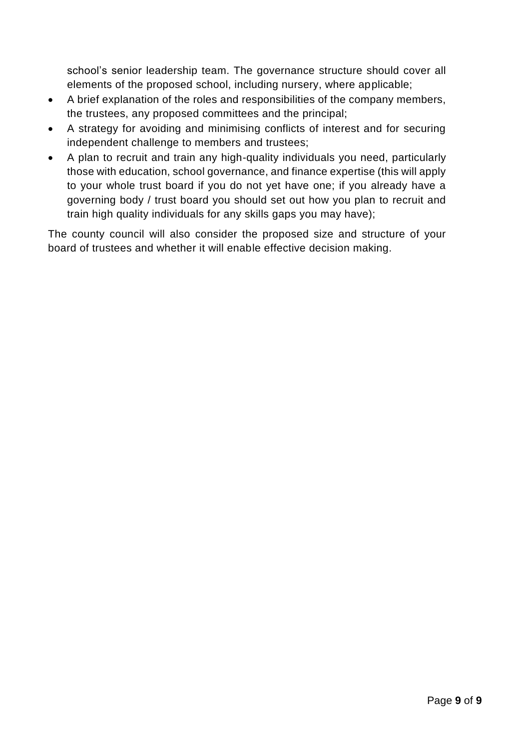school's senior leadership team. The governance structure should cover all elements of the proposed school, including nursery, where applicable;

- A brief explanation of the roles and responsibilities of the company members, the trustees, any proposed committees and the principal;
- A strategy for avoiding and minimising conflicts of interest and for securing independent challenge to members and trustees;
- A plan to recruit and train any high-quality individuals you need, particularly those with education, school governance, and finance expertise (this will apply to your whole trust board if you do not yet have one; if you already have a governing body / trust board you should set out how you plan to recruit and train high quality individuals for any skills gaps you may have);

The county council will also consider the proposed size and structure of your board of trustees and whether it will enable effective decision making.